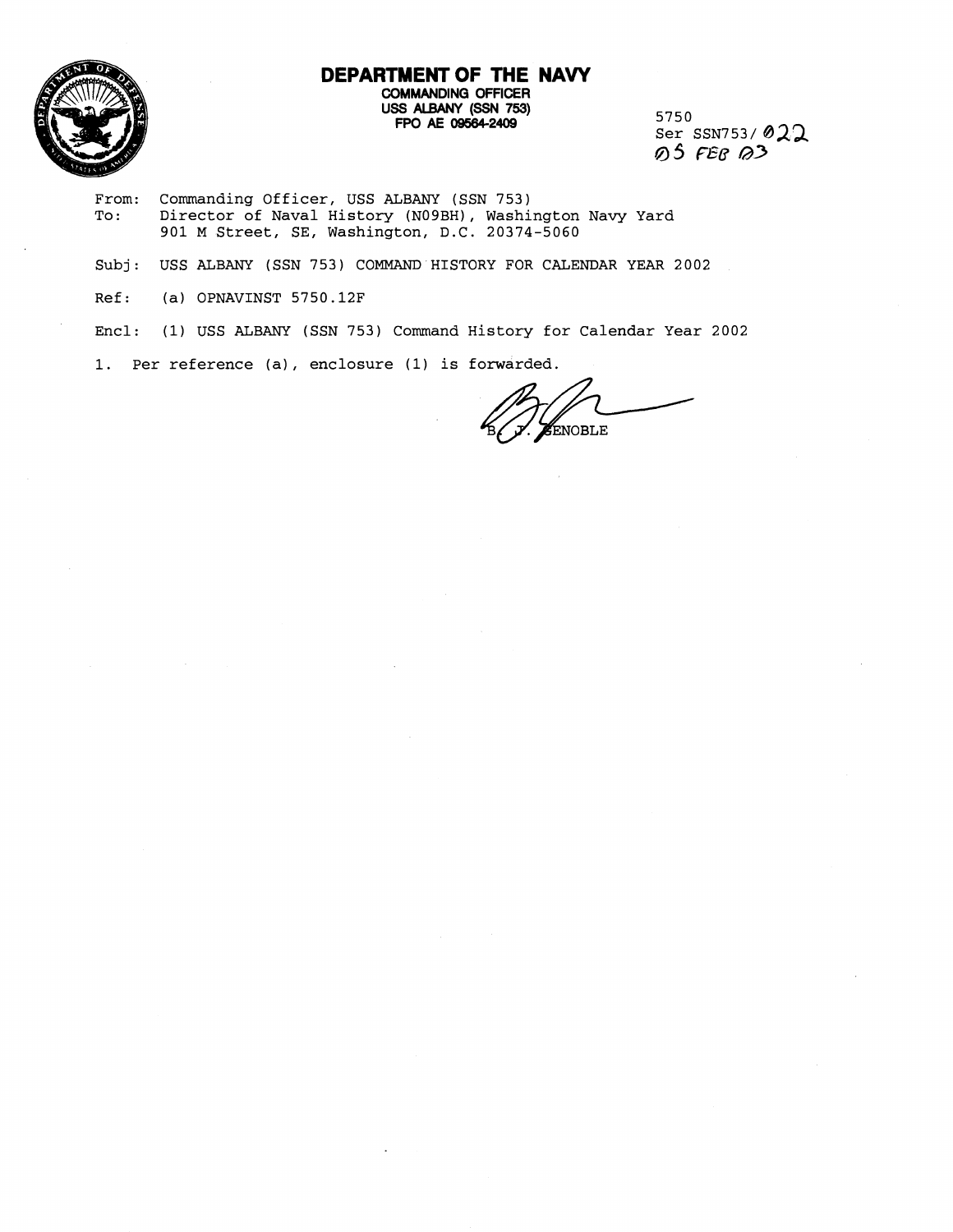# DEPARTMENT OF THE NAVY

**COMMANDING OFFICER**
**USS ALBANY (SSN 753)**
**FPO AE 09564-2409**

5750
Ser SSN753/022
05 FEB 03

From: Commanding Officer, USS ALBANY (SSN 753)
To: Director of Naval History (N09BH), Washington Navy Yard
901 M Street, SE, Washington, D.C. 20374-5060

Subj: USS ALBANY (SSN 753) COMMAND HISTORY FOR CALENDAR YEAR 2002

Ref: (a) OPNAVINST 5750.12F

Encl: (1) USS ALBANY (SSN 753) Command History for Calendar Year 2002

1. Per reference (a), enclosure (1) is forwarded.

B. J. SENOBLE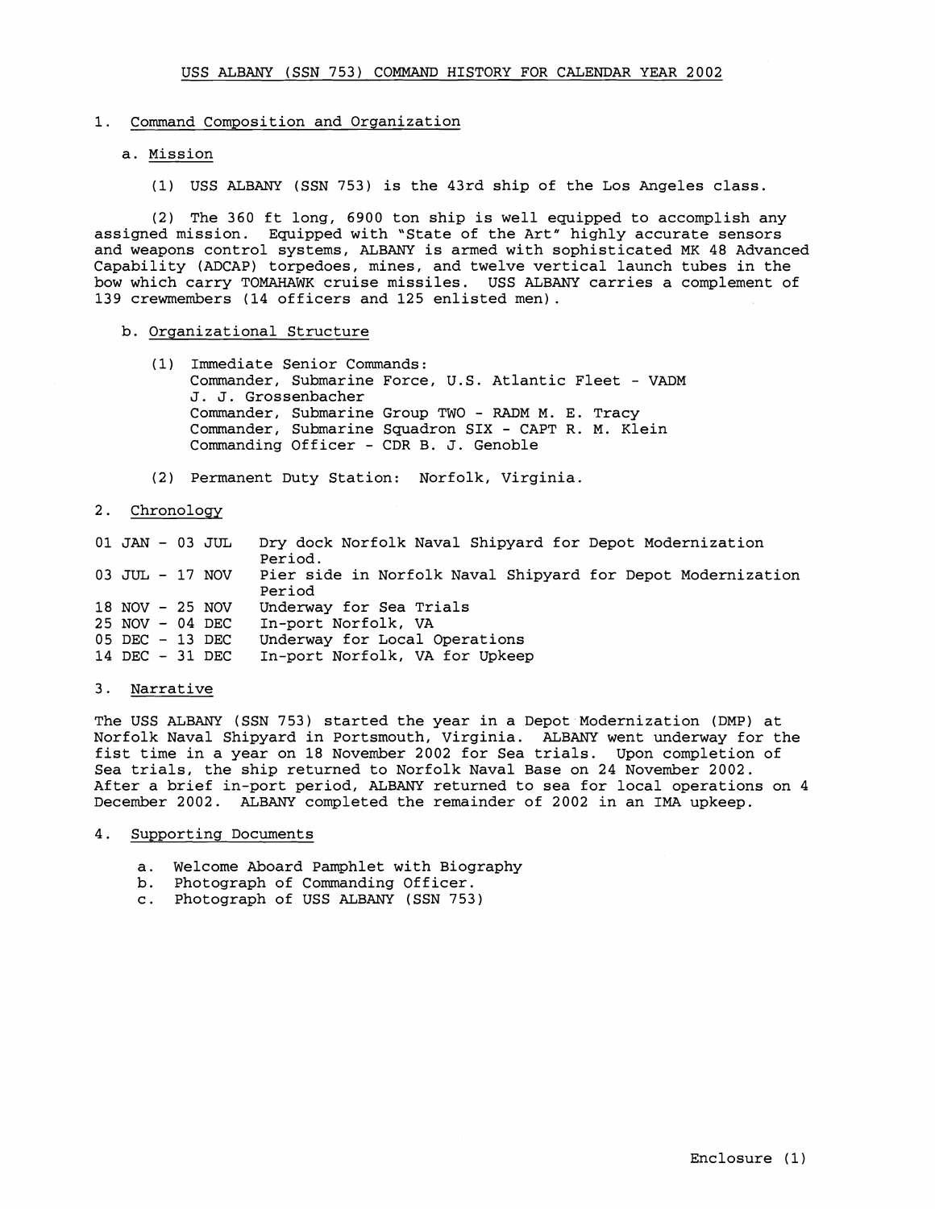# USS ALBANY (SSN 753) COMMAND HISTORY FOR CALENDAR YEAR 2002

## 1. Command Composition and Organization

### a. Mission

(1) USS ALBANY (SSN 753) is the 43rd ship of the Los Angeles class.

(2) The 360 ft long, 6900 ton ship is well equipped to accomplish any assigned mission. Equipped with "State of the Art" highly accurate sensors and weapons control systems, ALBANY is armed with sophisticated MK 48 Advanced Capability (ADCAP) torpedoes, mines, and twelve vertical launch tubes in the bow which carry TOMAHAWK cruise missiles. USS ALBANY carries a complement of 139 crewmembers (14 officers and 125 enlisted men).

### b. Organizational Structure

(1) Immediate Senior Commands:
Commander, Submarine Force, U.S. Atlantic Fleet - VADM J. J. Grossenbacher
Commander, Submarine Group TWO - RADM M. E. Tracy
Commander, Submarine Squadron SIX - CAPT R. M. Klein
Commanding Officer - CDR B. J. Genoble

(2) Permanent Duty Station: Norfolk, Virginia.

## 2. Chronology

| | |
|---|---|
| 01 JAN - 03 JUL | Dry dock Norfolk Naval Shipyard for Depot Modernization Period. |
| 03 JUL - 17 NOV | Pier side in Norfolk Naval Shipyard for Depot Modernization Period |
| 18 NOV - 25 NOV | Underway for Sea Trials |
| 25 NOV - 04 DEC | In-port Norfolk, VA |
| 05 DEC - 13 DEC | Underway for Local Operations |
| 14 DEC - 31 DEC | In-port Norfolk, VA for Upkeep |

## 3. Narrative

The USS ALBANY (SSN 753) started the year in a Depot Modernization (DMP) at Norfolk Naval Shipyard in Portsmouth, Virginia. ALBANY went underway for the fist time in a year on 18 November 2002 for Sea trials. Upon completion of Sea trials, the ship returned to Norfolk Naval Base on 24 November 2002. After a brief in-port period, ALBANY returned to sea for local operations on 4 December 2002. ALBANY completed the remainder of 2002 in an IMA upkeep.

## 4. Supporting Documents

a. Welcome Aboard Pamphlet with Biography
b. Photograph of Commanding Officer.
c. Photograph of USS ALBANY (SSN 753)

Enclosure (1)